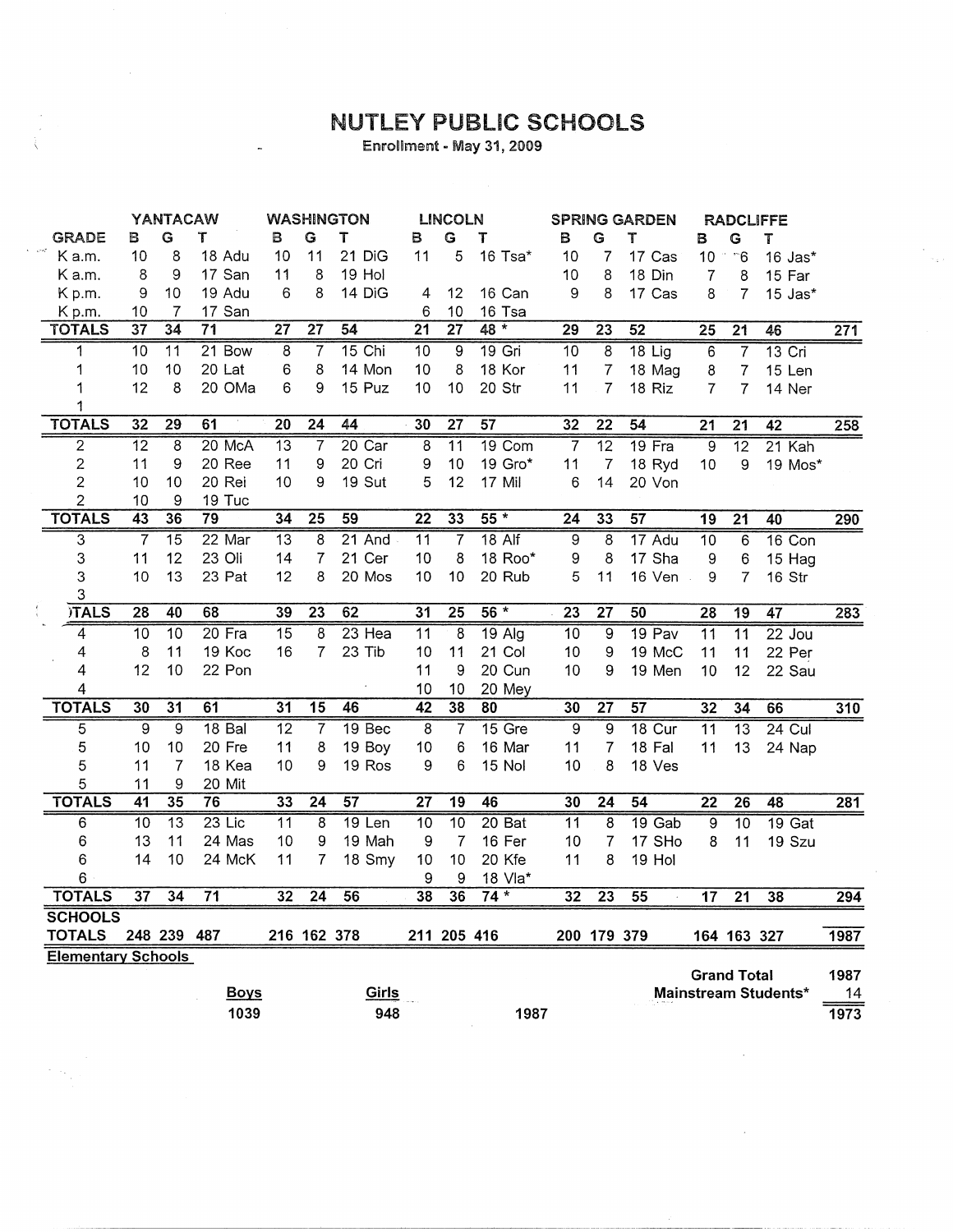# NUTLEY PUBLIC SCHOOLS

Enrollment - May 31, 2009

| | YANTACAW | | | WASHINGTON | | | LINCOLN | | | SPRING GARDEN | | | RADCLIFFE | | | |
|---|---|---|---|---|---|---|---|---|---|---|---|---|---|---|---|---|
| GRADE | B | G | T | B | G | T | B | G | T | B | G | T | B | G | T | |
| K a.m. | 10 | 8 | 18 Adu | 10 | 11 | 21 DiG | 11 | 5 | 16 Tsa* | 10 | 7 | 17 Cas | 10 | 6 | 16 Jas* | |
| K a.m. | 8 | 9 | 17 San | 11 | 8 | 19 Hol | | | | 10 | 8 | 18 Din | 7 | 8 | 15 Far | |
| K p.m. | 9 | 10 | 19 Adu | 6 | 8 | 14 DiG | 4 | 12 | 16 Can | 9 | 8 | 17 Cas | 8 | 7 | 15 Jas* | |
| K p.m. | 10 | 7 | 17 San | | | | 6 | 10 | 16 Tsa | | | | | | | |
| TOTALS | 37 | 34 | 71 | 27 | 27 | 54 | 21 | 27 | 48 * | 29 | 23 | 52 | 25 | 21 | 46 | 271 |
| 1 | 10 | 11 | 21 Bow | 8 | 7 | 15 Chi | 10 | 9 | 19 Gri | 10 | 8 | 18 Lig | 6 | 7 | 13 Cri | |
| 1 | 10 | 10 | 20 Lat | 6 | 8 | 14 Mon | 10 | 8 | 18 Kor | 11 | 7 | 18 Mag | 8 | 7 | 15 Len | |
| 1 | 12 | 8 | 20 OMa | 6 | 9 | 15 Puz | 10 | 10 | 20 Str | 11 | 7 | 18 Riz | 7 | 7 | 14 Ner | |
| 1 | | | | | | | | | | | | | | | | |
| TOTALS | 32 | 29 | 61 | 20 | 24 | 44 | 30 | 27 | 57 | 32 | 22 | 54 | 21 | 21 | 42 | 258 |
| 2 | 12 | 8 | 20 McA | 13 | 7 | 20 Car | 8 | 11 | 19 Com | 7 | 12 | 19 Fra | 9 | 12 | 21 Kah | |
| 2 | 11 | 9 | 20 Ree | 11 | 9 | 20 Cri | 9 | 10 | 19 Gro* | 11 | 7 | 18 Ryd | 10 | 9 | 19 Mos* | |
| 2 | 10 | 10 | 20 Rei | 10 | 9 | 19 Sut | 5 | 12 | 17 Mil | 6 | 14 | 20 Von | | | | |
| 2 | 10 | 9 | 19 Tuc | | | | | | | | | | | | | |
| TOTALS | 43 | 36 | 79 | 34 | 25 | 59 | 22 | 33 | 55 * | 24 | 33 | 57 | 19 | 21 | 40 | 290 |
| 3 | 7 | 15 | 22 Mar | 13 | 8 | 21 And | 11 | 7 | 18 Alf | 9 | 8 | 17 Adu | 10 | 6 | 16 Con | |
| 3 | 11 | 12 | 23 Oli | 14 | 7 | 21 Cer | 10 | 8 | 18 Roo* | 9 | 8 | 17 Sha | 9 | 6 | 15 Hag | |
| 3 | 10 | 13 | 23 Pat | 12 | 8 | 20 Mos | 10 | 10 | 20 Rub | 5 | 11 | 16 Ven | 9 | 7 | 16 Str | |
| 3 | | | | | | | | | | | | | | | | |
| TOTALS | 28 | 40 | 68 | 39 | 23 | 62 | 31 | 25 | 56 * | 23 | 27 | 50 | 28 | 19 | 47 | 283 |
| 4 | 10 | 10 | 20 Fra | 15 | 8 | 23 Hea | 11 | 8 | 19 Alg | 10 | 9 | 19 Pav | 11 | 11 | 22 Jou | |
| 4 | 8 | 11 | 19 Koc | 16 | 7 | 23 Tib | 10 | 11 | 21 Col | 10 | 9 | 19 McC | 11 | 11 | 22 Per | |
| 4 | 12 | 10 | 22 Pon | | | | 11 | 9 | 20 Cun | 10 | 9 | 19 Men | 10 | 12 | 22 Sau | |
| 4 | | | | | | | 10 | 10 | 20 Mey | | | | | | | |
| TOTALS | 30 | 31 | 61 | 31 | 15 | 46 | 42 | 38 | 80 | 30 | 27 | 57 | 32 | 34 | 66 | 310 |
| 5 | 9 | 9 | 18 Bal | 12 | 7 | 19 Bec | 8 | 7 | 15 Gre | 9 | 9 | 18 Cur | 11 | 13 | 24 Cul | |
| 5 | 10 | 10 | 20 Fre | 11 | 8 | 19 Boy | 10 | 6 | 16 Mar | 11 | 7 | 18 Fal | 11 | 13 | 24 Nap | |
| 5 | 11 | 7 | 18 Kea | 10 | 9 | 19 Ros | 9 | 6 | 15 Nol | 10 | 8 | 18 Ves | | | | |
| 5 | 11 | 9 | 20 Mit | | | | | | | | | | | | | |
| TOTALS | 41 | 35 | 76 | 33 | 24 | 57 | 27 | 19 | 46 | 30 | 24 | 54 | 22 | 26 | 48 | 281 |
| 6 | 10 | 13 | 23 Lic | 11 | 8 | 19 Len | 10 | 10 | 20 Bat | 11 | 8 | 19 Gab | 9 | 10 | 19 Gat | |
| 6 | 13 | 11 | 24 Mas | 10 | 9 | 19 Mah | 9 | 7 | 16 Fer | 10 | 7 | 17 SHo | 8 | 11 | 19 Szu | |
| 6 | 14 | 10 | 24 McK | 11 | 7 | 18 Smy | 10 | 10 | 20 Kfe | 11 | 8 | 19 Hol | | | | |
| 6 | | | | | | | 9 | 9 | 18 Vla* | | | | | | | |
| TOTALS | 37 | 34 | 71 | 32 | 24 | 56 | 38 | 36 | 74 * | 32 | 23 | 55 | 17 | 21 | 38 | 294 |
| SCHOOLS TOTALS | 248 | 239 | 487 | 216 | 162 | 378 | 211 | 205 | 416 | 200 | 179 | 379 | 164 | 163 | 327 | 1987 |

**Elementary Schools**

| Boys | Girls | |
|---|---|---|
| 1039 | 948 | 1987 |

| | |
|---|---|
| Grand Total | 1987 |
| Mainstream Students* | 14 |
| | 1973 |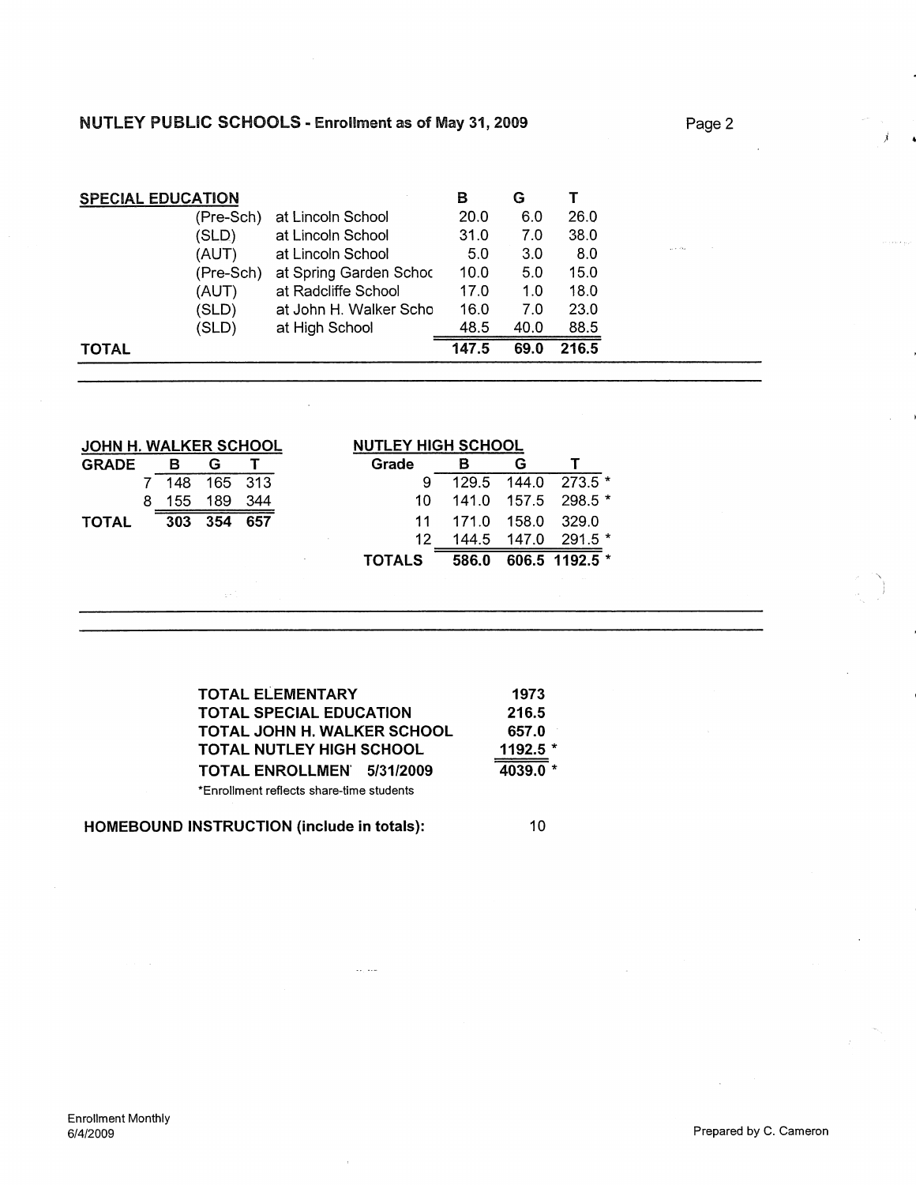## NUTLEY PUBLIC SCHOOLS - Enrollment as of May 31, 2009

### SPECIAL EDUCATION

| | | | B | G | T |
|---|---|---|---|---|---|
| | (Pre-Sch) | at Lincoln School | 20.0 | 6.0 | 26.0 |
| | (SLD) | at Lincoln School | 31.0 | 7.0 | 38.0 |
| | (AUT) | at Lincoln School | 5.0 | 3.0 | 8.0 |
| | (Pre-Sch) | at Spring Garden Schoc | 10.0 | 5.0 | 15.0 |
| | (AUT) | at Radcliffe School | 17.0 | 1.0 | 18.0 |
| | (SLD) | at John H. Walker Scho | 16.0 | 7.0 | 23.0 |
| | (SLD) | at High School | 48.5 | 40.0 | 88.5 |
| **TOTAL** | | | **147.5** | **69.0** | **216.5** |

### JOHN H. WALKER SCHOOL

| GRADE | B | G | T |
|---|---|---|---|
| 7 | 148 | 165 | 313 |
| 8 | 155 | 189 | 344 |
| **TOTAL** | **303** | **354** | **657** |

### NUTLEY HIGH SCHOOL

| Grade | B | G | T |
|---|---|---|---|
| 9 | 129.5 | 144.0 | 273.5 * |
| 10 | 141.0 | 157.5 | 298.5 * |
| 11 | 171.0 | 158.0 | 329.0 |
| 12 | 144.5 | 147.0 | 291.5 * |
| **TOTALS** | **586.0** | **606.5** | **1192.5 *** |

| | |
|---|---|
| **TOTAL ELEMENTARY** | **1973** |
| **TOTAL SPECIAL EDUCATION** | **216.5** |
| **TOTAL JOHN H. WALKER SCHOOL** | **657.0** |
| **TOTAL NUTLEY HIGH SCHOOL** | **1192.5 *** |
| **TOTAL ENROLLMEN 5/31/2009** | **4039.0 *** |

*Enrollment reflects share-time students

**HOMEBOUND INSTRUCTION (include in totals):** 10

Enrollment Monthly
6/4/2009

Prepared by C. Cameron